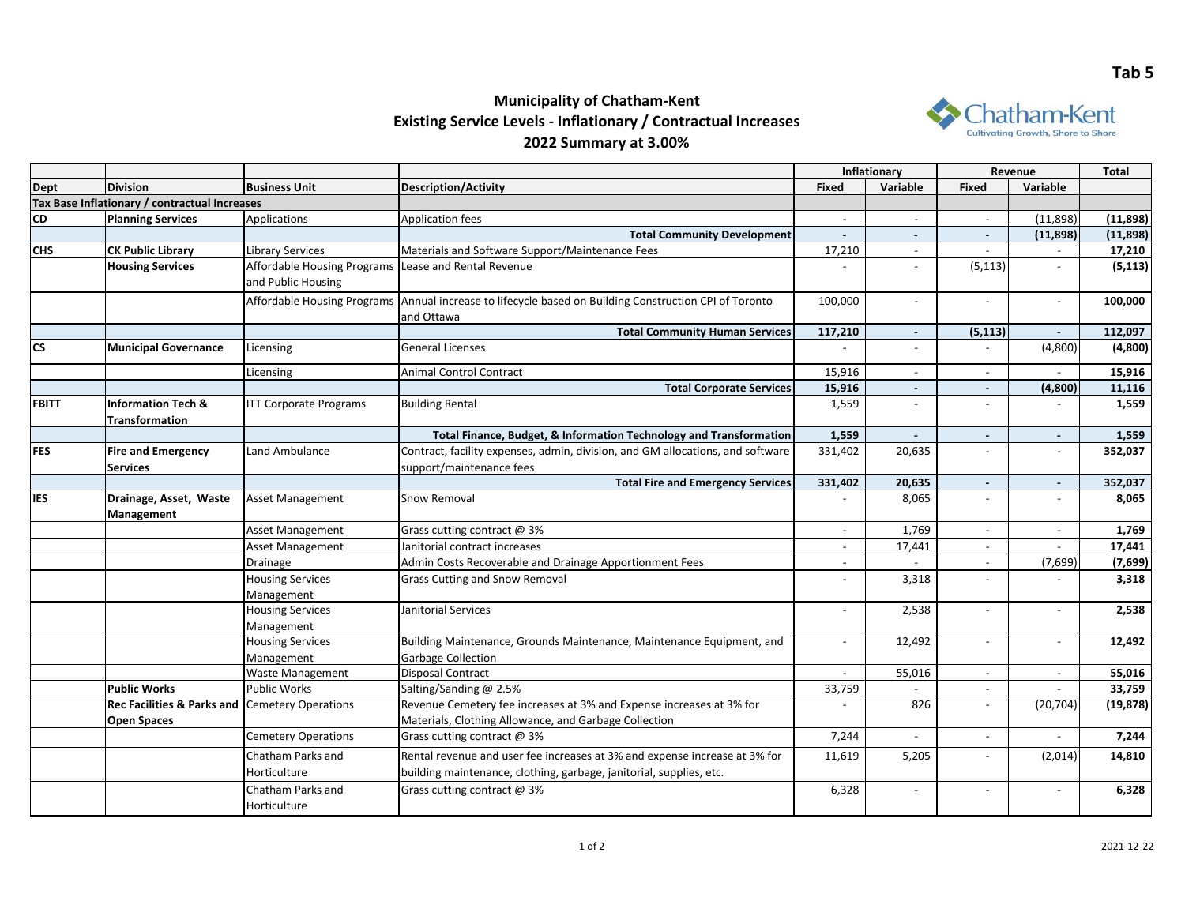Tab 5

# Municipality of Chatham-Kent
## Existing Service Levels - Inflationary / Contractual Increases
## 2022 Summary at 3.00%

| | | | | Inflationary | | Revenue | | Total |
|---|---|---|---|---|---|---|---|---|
| **Dept** | **Division** | **Business Unit** | **Description/Activity** | **Fixed** | **Variable** | **Fixed** | **Variable** | |
| **Tax Base Inflationary / contractual Increases** | | | | | | | | |
| **CD** | **Planning Services** | Applications | Application fees | - | - | - | (11,898) | **(11,898)** |
| | | | **Total Community Development** | **-** | **-** | **-** | **(11,898)** | **(11,898)** |
| **CHS** | **CK Public Library** | Library Services | Materials and Software Support/Maintenance Fees | 17,210 | - | - | - | **17,210** |
| | **Housing Services** | Affordable Housing Programs and Public Housing | Lease and Rental Revenue | - | - | (5,113) | - | **(5,113)** |
| | | Affordable Housing Programs | Annual increase to lifecycle based on Building Construction CPI of Toronto and Ottawa | 100,000 | - | - | - | **100,000** |
| | | | **Total Community Human Services** | **117,210** | **-** | **(5,113)** | **-** | **112,097** |
| **CS** | **Municipal Governance** | Licensing | General Licenses | - | - | - | (4,800) | **(4,800)** |
| | | Licensing | Animal Control Contract | 15,916 | - | - | - | **15,916** |
| | | | **Total Corporate Services** | **15,916** | **-** | **-** | **(4,800)** | **11,116** |
| **FBITT** | **Information Tech & Transformation** | ITT Corporate Programs | Building Rental | 1,559 | - | - | - | **1,559** |
| | | | **Total Finance, Budget, & Information Technology and Transformation** | **1,559** | **-** | **-** | **-** | **1,559** |
| **FES** | **Fire and Emergency Services** | Land Ambulance | Contract, facility expenses, admin, division, and GM allocations, and software support/maintenance fees | 331,402 | 20,635 | - | - | **352,037** |
| | | | **Total Fire and Emergency Services** | **331,402** | **20,635** | **-** | **-** | **352,037** |
| **IES** | **Drainage, Asset, Waste Management** | Asset Management | Snow Removal | - | 8,065 | - | - | **8,065** |
| | | Asset Management | Grass cutting contract @ 3% | - | 1,769 | - | - | **1,769** |
| | | Asset Management | Janitorial contract increases | - | 17,441 | - | - | **17,441** |
| | | Drainage | Admin Costs Recoverable and Drainage Apportionment Fees | - | - | - | (7,699) | **(7,699)** |
| | | Housing Services Management | Grass Cutting and Snow Removal | - | 3,318 | - | - | **3,318** |
| | | Housing Services Management | Janitorial Services | - | 2,538 | - | - | **2,538** |
| | | Housing Services Management | Building Maintenance, Grounds Maintenance, Maintenance Equipment, and Garbage Collection | - | 12,492 | - | - | **12,492** |
| | | Waste Management | Disposal Contract | - | 55,016 | - | - | **55,016** |
| | **Public Works** | Public Works | Salting/Sanding @ 2.5% | 33,759 | - | - | - | **33,759** |
| | **Rec Facilities & Parks and Open Spaces** | Cemetery Operations | Revenue Cemetery fee increases at 3% and Expense increases at 3% for Materials, Clothing Allowance, and Garbage Collection | - | 826 | - | (20,704) | **(19,878)** |
| | | Cemetery Operations | Grass cutting contract @ 3% | 7,244 | - | - | - | **7,244** |
| | | Chatham Parks and Horticulture | Rental revenue and user fee increases at 3% and expense increase at 3% for building maintenance, clothing, garbage, janitorial, supplies, etc. | 11,619 | 5,205 | - | (2,014) | **14,810** |
| | | Chatham Parks and Horticulture | Grass cutting contract @ 3% | 6,328 | - | - | - | **6,328** |

2021-12-22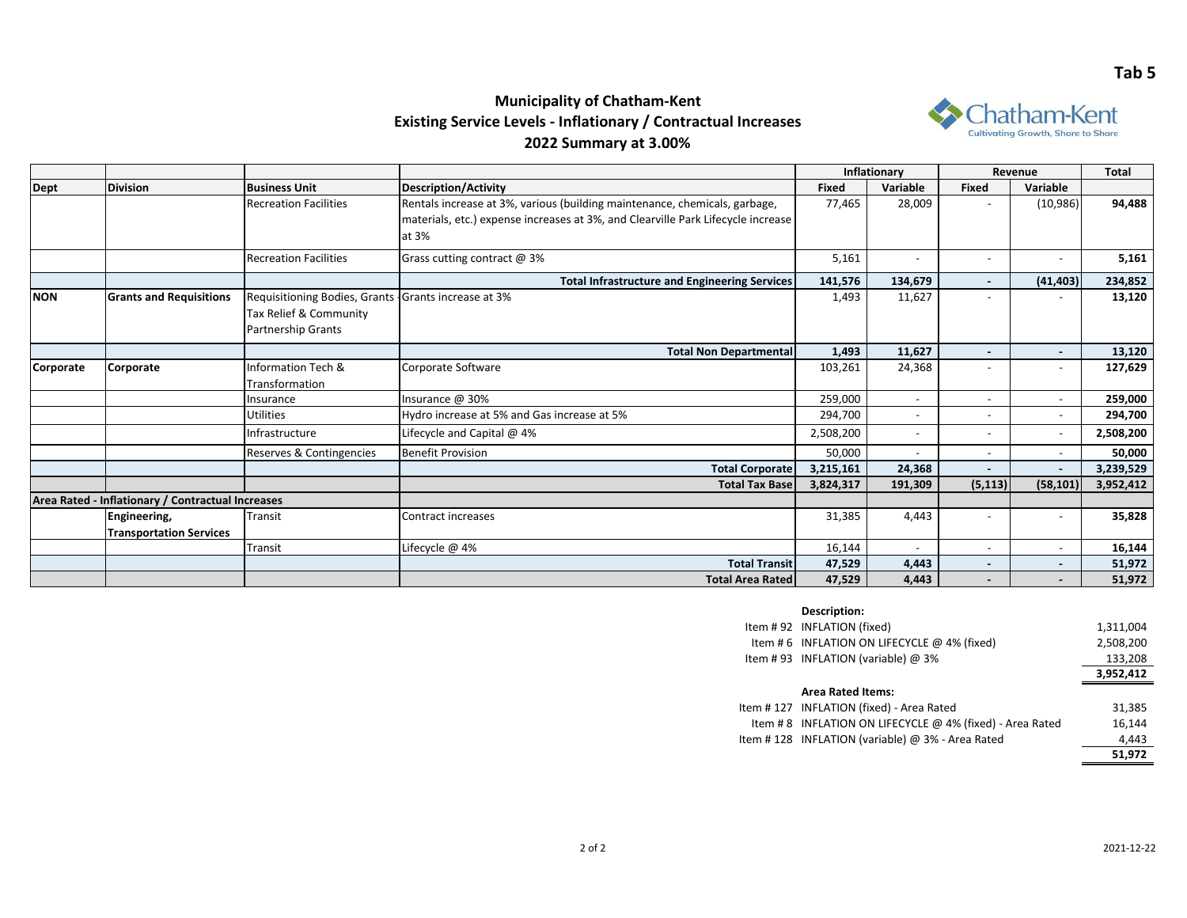Tab 5

# Municipality of Chatham-Kent
## Existing Service Levels - Inflationary / Contractual Increases
## 2022 Summary at 3.00%

| | | | | Inflationary | | Revenue | | Total |
|---|---|---|---|---|---|---|---|---|
| **Dept** | **Division** | **Business Unit** | **Description/Activity** | **Fixed** | **Variable** | **Fixed** | **Variable** | |
| | | Recreation Facilities | Rentals increase at 3%, various (building maintenance, chemicals, garbage, materials, etc.) expense increases at 3%, and Clearville Park Lifecycle increase at 3% | 77,465 | 28,009 | - | (10,986) | **94,488** |
| | | Recreation Facilities | Grass cutting contract @ 3% | 5,161 | - | - | - | **5,161** |
| | | | **Total Infrastructure and Engineering Services** | **141,576** | **134,679** | **-** | **(41,403)** | **234,852** |
| **NON** | **Grants and Requisitions** | Requisitioning Bodies, Grants - Tax Relief & Community Partnership Grants | Grants increase at 3% | 1,493 | 11,627 | - | - | **13,120** |
| | | | **Total Non Departmental** | **1,493** | **11,627** | **-** | **-** | **13,120** |
| **Corporate** | **Corporate** | Information Tech & Transformation | Corporate Software | 103,261 | 24,368 | - | - | **127,629** |
| | | Insurance | Insurance @ 30% | 259,000 | - | - | - | **259,000** |
| | | Utilities | Hydro increase at 5% and Gas increase at 5% | 294,700 | - | - | - | **294,700** |
| | | Infrastructure | Lifecycle and Capital @ 4% | 2,508,200 | - | - | - | **2,508,200** |
| | | Reserves & Contingencies | Benefit Provision | 50,000 | - | - | - | **50,000** |
| | | | **Total Corporate** | **3,215,161** | **24,368** | **-** | **-** | **3,239,529** |
| | | | **Total Tax Base** | **3,824,317** | **191,309** | **(5,113)** | **(58,101)** | **3,952,412** |
| **Area Rated - Inflationary / Contractual Increases** | | | | | | | | |
| | **Engineering, Transportation Services** | Transit | Contract increases | 31,385 | 4,443 | - | - | **35,828** |
| | | Transit | Lifecycle @ 4% | 16,144 | - | - | - | **16,144** |
| | | | **Total Transit** | **47,529** | **4,443** | **-** | **-** | **51,972** |
| | | | **Total Area Rated** | **47,529** | **4,443** | **-** | **-** | **51,972** |

| | **Description:** | |
|---|---|---|
| Item # 92 | INFLATION (fixed) | 1,311,004 |
| Item # 6 | INFLATION ON LIFECYCLE @ 4% (fixed) | 2,508,200 |
| Item # 93 | INFLATION (variable) @ 3% | 133,208 |
| | | **3,952,412** |
| | **Area Rated Items:** | |
| Item # 127 | INFLATION (fixed) - Area Rated | 31,385 |
| Item # 8 | INFLATION ON LIFECYCLE @ 4% (fixed) - Area Rated | 16,144 |
| Item # 128 | INFLATION (variable) @ 3% - Area Rated | 4,443 |
| | | **51,972** |

2021-12-22